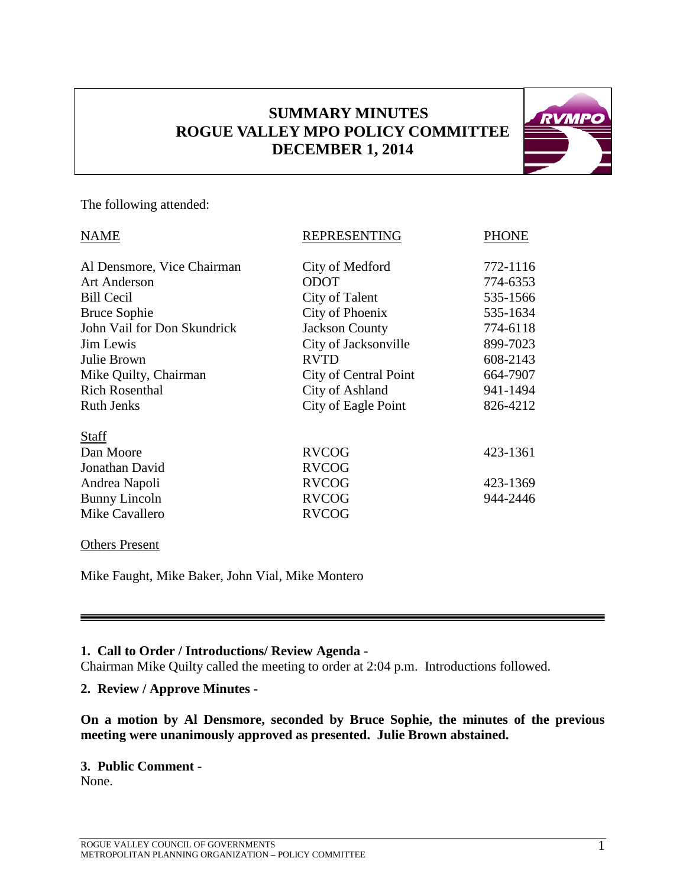# SUMMARY MINUTES
# ROGUE VALLEY MPO POLICY COMMITTEE
# DECEMBER 1, 2014

The following attended:

| NAME | REPRESENTING | PHONE |
|---|---|---|
| Al Densmore, Vice Chairman | City of Medford | 772-1116 |
| Art Anderson | ODOT | 774-6353 |
| Bill Cecil | City of Talent | 535-1566 |
| Bruce Sophie | City of Phoenix | 535-1634 |
| John Vail for Don Skundrick | Jackson County | 774-6118 |
| Jim Lewis | City of Jacksonville | 899-7023 |
| Julie Brown | RVTD | 608-2143 |
| Mike Quilty, Chairman | City of Central Point | 664-7907 |
| Rich Rosenthal | City of Ashland | 941-1494 |
| Ruth Jenks | City of Eagle Point | 826-4212 |
| **Staff** | | |
| Dan Moore | RVCOG | 423-1361 |
| Jonathan David | RVCOG | |
| Andrea Napoli | RVCOG | 423-1369 |
| Bunny Lincoln | RVCOG | 944-2446 |
| Mike Cavallero | RVCOG | |

Others Present

Mike Faught, Mike Baker, John Vial, Mike Montero

---

**1. Call to Order / Introductions/ Review Agenda -**

Chairman Mike Quilty called the meeting to order at 2:04 p.m. Introductions followed.

**2. Review / Approve Minutes -**

**On a motion by Al Densmore, seconded by Bruce Sophie, the minutes of the previous meeting were unanimously approved as presented. Julie Brown abstained.**

**3. Public Comment -**

None.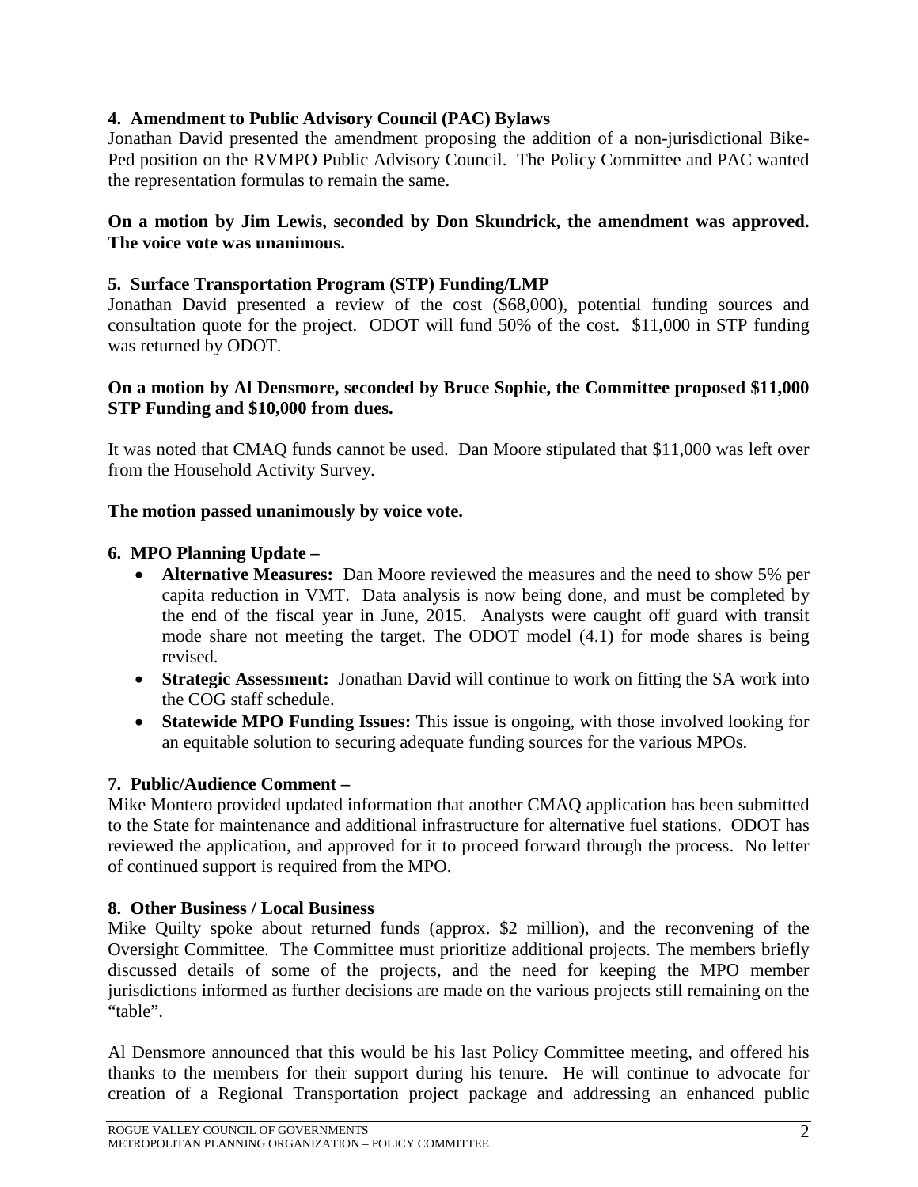**4. Amendment to Public Advisory Council (PAC) Bylaws**

Jonathan David presented the amendment proposing the addition of a non-jurisdictional Bike-Ped position on the RVMPO Public Advisory Council. The Policy Committee and PAC wanted the representation formulas to remain the same.

**On a motion by Jim Lewis, seconded by Don Skundrick, the amendment was approved. The voice vote was unanimous.**

**5. Surface Transportation Program (STP) Funding/LMP**

Jonathan David presented a review of the cost ($68,000), potential funding sources and consultation quote for the project. ODOT will fund 50% of the cost. $11,000 in STP funding was returned by ODOT.

**On a motion by Al Densmore, seconded by Bruce Sophie, the Committee proposed $11,000 STP Funding and $10,000 from dues.**

It was noted that CMAQ funds cannot be used. Dan Moore stipulated that $11,000 was left over from the Household Activity Survey.

**The motion passed unanimously by voice vote.**

**6. MPO Planning Update –**

- **Alternative Measures:** Dan Moore reviewed the measures and the need to show 5% per capita reduction in VMT. Data analysis is now being done, and must be completed by the end of the fiscal year in June, 2015. Analysts were caught off guard with transit mode share not meeting the target. The ODOT model (4.1) for mode shares is being revised.
- **Strategic Assessment:** Jonathan David will continue to work on fitting the SA work into the COG staff schedule.
- **Statewide MPO Funding Issues:** This issue is ongoing, with those involved looking for an equitable solution to securing adequate funding sources for the various MPOs.

**7. Public/Audience Comment –**

Mike Montero provided updated information that another CMAQ application has been submitted to the State for maintenance and additional infrastructure for alternative fuel stations. ODOT has reviewed the application, and approved for it to proceed forward through the process. No letter of continued support is required from the MPO.

**8. Other Business / Local Business**

Mike Quilty spoke about returned funds (approx. $2 million), and the reconvening of the Oversight Committee. The Committee must prioritize additional projects. The members briefly discussed details of some of the projects, and the need for keeping the MPO member jurisdictions informed as further decisions are made on the various projects still remaining on the "table".

Al Densmore announced that this would be his last Policy Committee meeting, and offered his thanks to the members for their support during his tenure. He will continue to advocate for creation of a Regional Transportation project package and addressing an enhanced public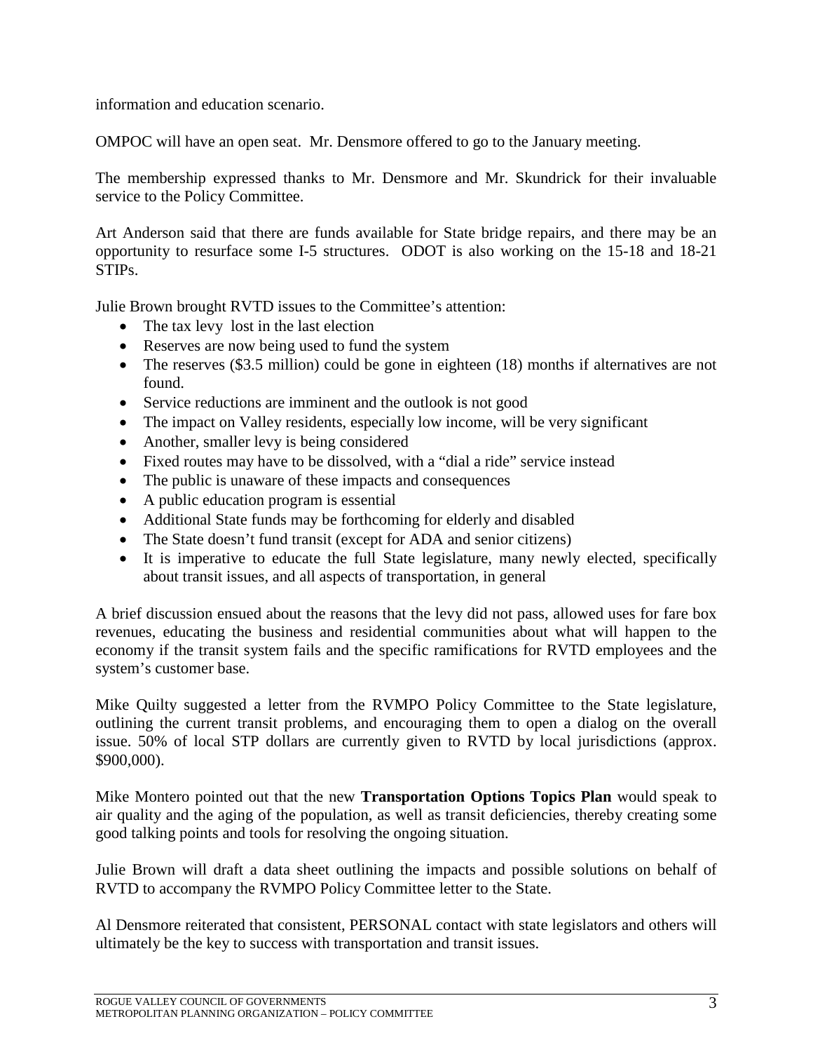information and education scenario.

OMPOC will have an open seat. Mr. Densmore offered to go to the January meeting.

The membership expressed thanks to Mr. Densmore and Mr. Skundrick for their invaluable service to the Policy Committee.

Art Anderson said that there are funds available for State bridge repairs, and there may be an opportunity to resurface some I-5 structures. ODOT is also working on the 15-18 and 18-21 STIPs.

Julie Brown brought RVTD issues to the Committee's attention:

- The tax levy lost in the last election
- Reserves are now being used to fund the system
- The reserves ($3.5 million) could be gone in eighteen (18) months if alternatives are not found.
- Service reductions are imminent and the outlook is not good
- The impact on Valley residents, especially low income, will be very significant
- Another, smaller levy is being considered
- Fixed routes may have to be dissolved, with a "dial a ride" service instead
- The public is unaware of these impacts and consequences
- A public education program is essential
- Additional State funds may be forthcoming for elderly and disabled
- The State doesn't fund transit (except for ADA and senior citizens)
- It is imperative to educate the full State legislature, many newly elected, specifically about transit issues, and all aspects of transportation, in general

A brief discussion ensued about the reasons that the levy did not pass, allowed uses for fare box revenues, educating the business and residential communities about what will happen to the economy if the transit system fails and the specific ramifications for RVTD employees and the system's customer base.

Mike Quilty suggested a letter from the RVMPO Policy Committee to the State legislature, outlining the current transit problems, and encouraging them to open a dialog on the overall issue. 50% of local STP dollars are currently given to RVTD by local jurisdictions (approx. $900,000).

Mike Montero pointed out that the new **Transportation Options Topics Plan** would speak to air quality and the aging of the population, as well as transit deficiencies, thereby creating some good talking points and tools for resolving the ongoing situation.

Julie Brown will draft a data sheet outlining the impacts and possible solutions on behalf of RVTD to accompany the RVMPO Policy Committee letter to the State.

Al Densmore reiterated that consistent, PERSONAL contact with state legislators and others will ultimately be the key to success with transportation and transit issues.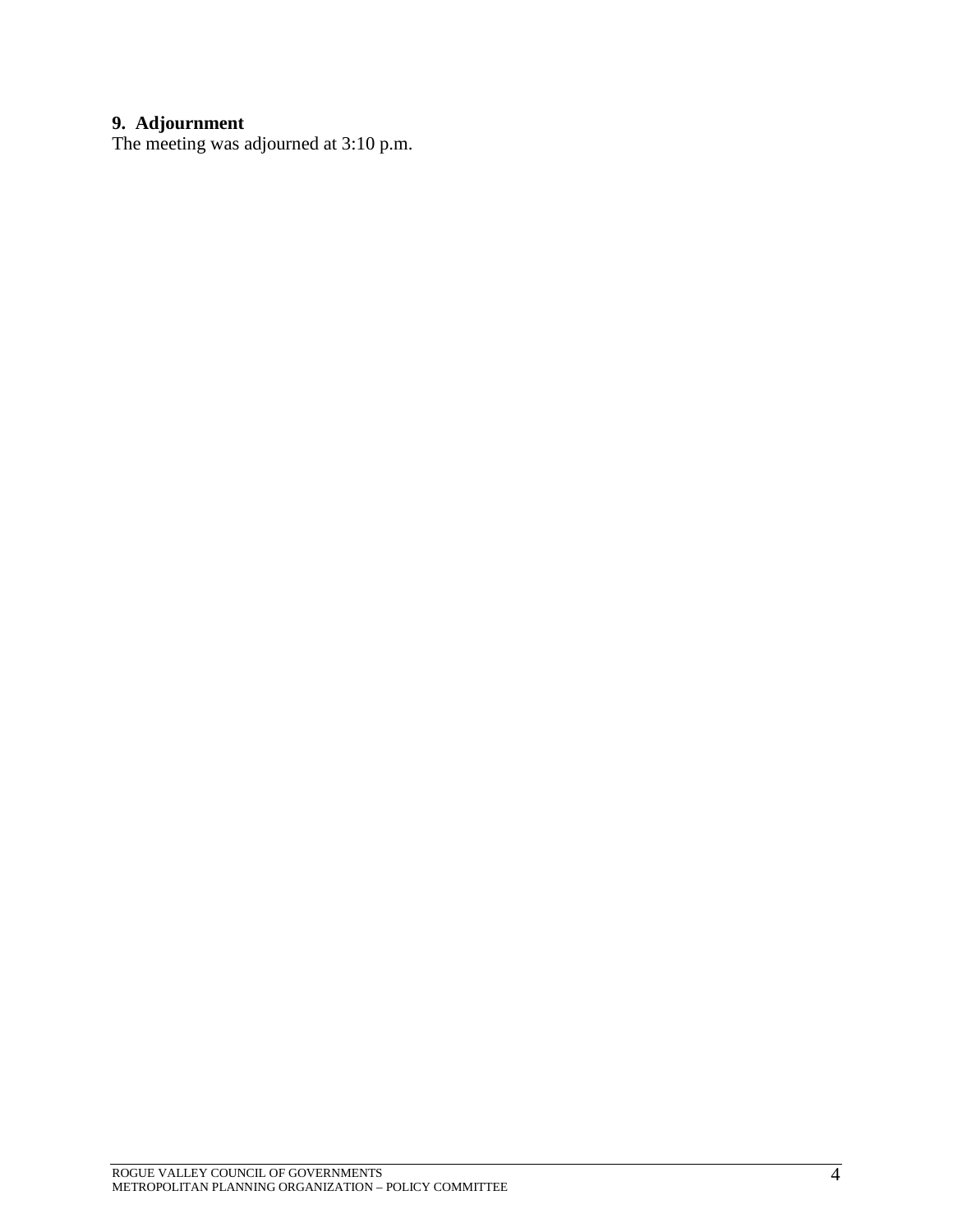**9. Adjournment**

The meeting was adjourned at 3:10 p.m.